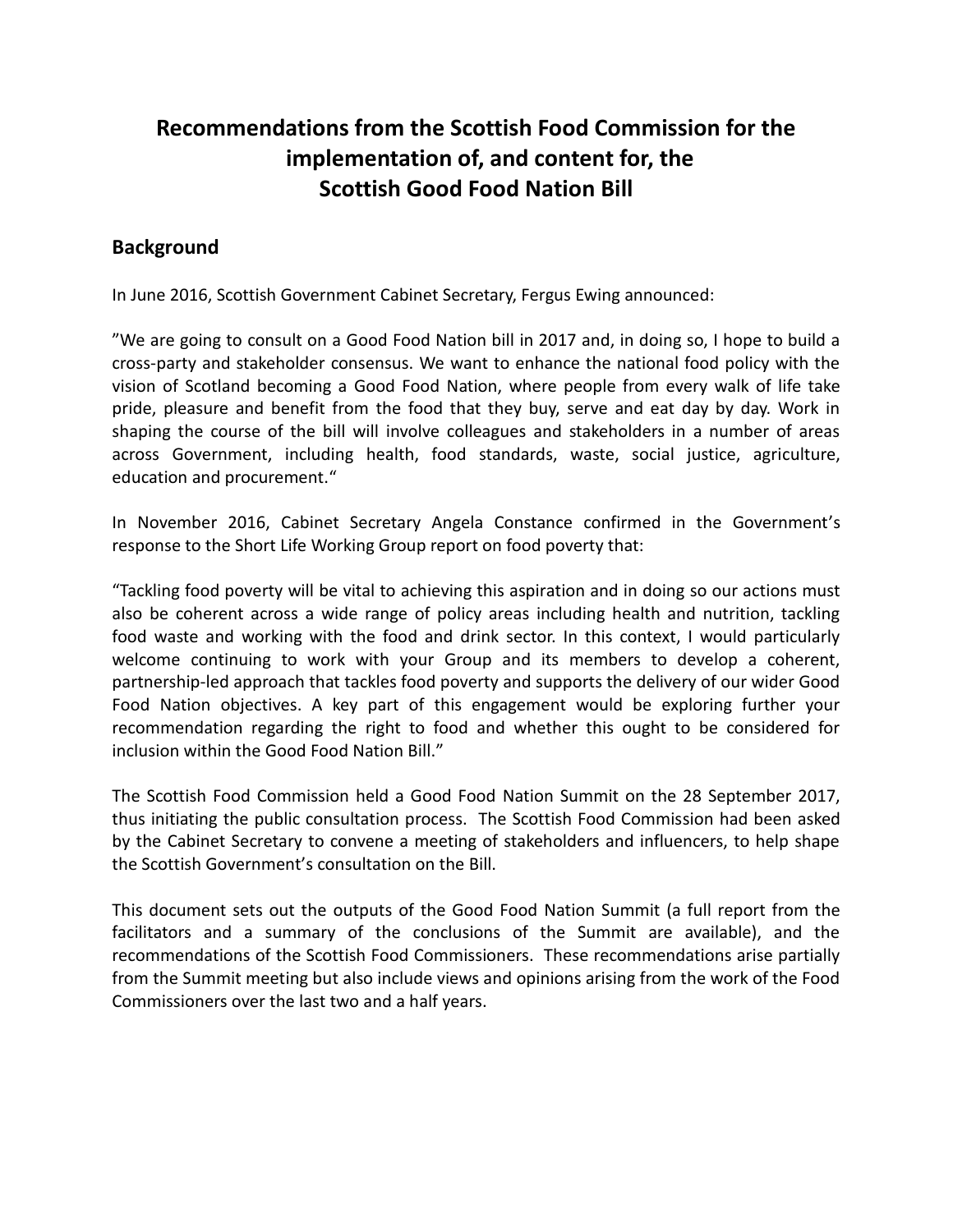# Recommendations from the Scottish Food Commission for the implementation of, and content for, the Scottish Good Food Nation Bill

## Background

In June 2016, Scottish Government Cabinet Secretary, Fergus Ewing announced:

"We are going to consult on a Good Food Nation bill in 2017 and, in doing so, I hope to build a cross-party and stakeholder consensus. We want to enhance the national food policy with the vision of Scotland becoming a Good Food Nation, where people from every walk of life take pride, pleasure and benefit from the food that they buy, serve and eat day by day. Work in shaping the course of the bill will involve colleagues and stakeholders in a number of areas across Government, including health, food standards, waste, social justice, agriculture, education and procurement."

In November 2016, Cabinet Secretary Angela Constance confirmed in the Government's response to the Short Life Working Group report on food poverty that:

"Tackling food poverty will be vital to achieving this aspiration and in doing so our actions must also be coherent across a wide range of policy areas including health and nutrition, tackling food waste and working with the food and drink sector. In this context, I would particularly welcome continuing to work with your Group and its members to develop a coherent, partnership-led approach that tackles food poverty and supports the delivery of our wider Good Food Nation objectives. A key part of this engagement would be exploring further your recommendation regarding the right to food and whether this ought to be considered for inclusion within the Good Food Nation Bill."

The Scottish Food Commission held a Good Food Nation Summit on the 28 September 2017, thus initiating the public consultation process. The Scottish Food Commission had been asked by the Cabinet Secretary to convene a meeting of stakeholders and influencers, to help shape the Scottish Government's consultation on the Bill.

This document sets out the outputs of the Good Food Nation Summit (a full report from the facilitators and a summary of the conclusions of the Summit are available), and the recommendations of the Scottish Food Commissioners. These recommendations arise partially from the Summit meeting but also include views and opinions arising from the work of the Food Commissioners over the last two and a half years.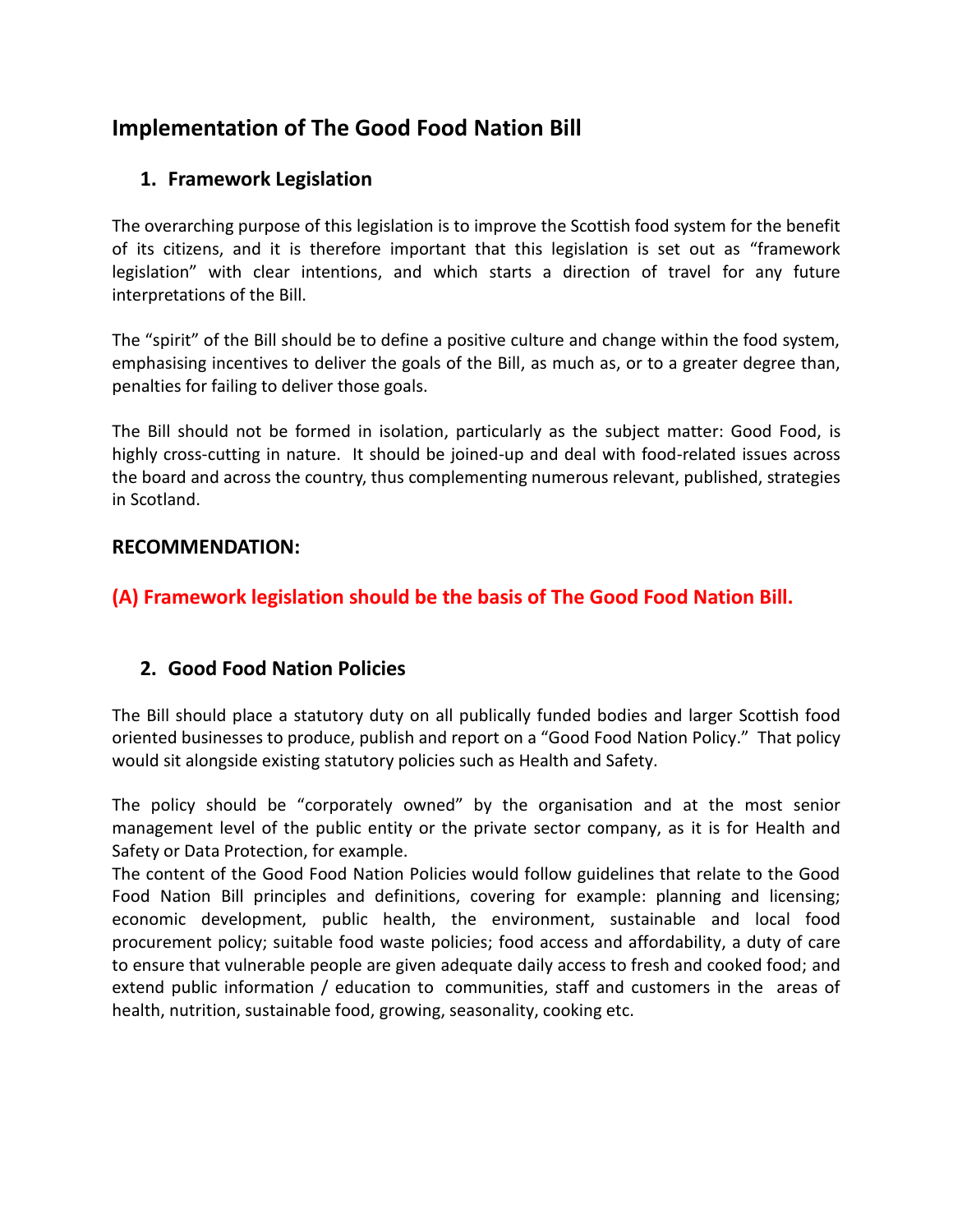# Implementation of The Good Food Nation Bill

## 1. Framework Legislation

The overarching purpose of this legislation is to improve the Scottish food system for the benefit of its citizens, and it is therefore important that this legislation is set out as "framework legislation" with clear intentions, and which starts a direction of travel for any future interpretations of the Bill.

The "spirit" of the Bill should be to define a positive culture and change within the food system, emphasising incentives to deliver the goals of the Bill, as much as, or to a greater degree than, penalties for failing to deliver those goals.

The Bill should not be formed in isolation, particularly as the subject matter: Good Food, is highly cross-cutting in nature. It should be joined-up and deal with food-related issues across the board and across the country, thus complementing numerous relevant, published, strategies in Scotland.

### RECOMMENDATION:

### (A) Framework legislation should be the basis of The Good Food Nation Bill.

## 2. Good Food Nation Policies

The Bill should place a statutory duty on all publically funded bodies and larger Scottish food oriented businesses to produce, publish and report on a "Good Food Nation Policy." That policy would sit alongside existing statutory policies such as Health and Safety.

The policy should be "corporately owned" by the organisation and at the most senior management level of the public entity or the private sector company, as it is for Health and Safety or Data Protection, for example.

The content of the Good Food Nation Policies would follow guidelines that relate to the Good Food Nation Bill principles and definitions, covering for example: planning and licensing; economic development, public health, the environment, sustainable and local food procurement policy; suitable food waste policies; food access and affordability, a duty of care to ensure that vulnerable people are given adequate daily access to fresh and cooked food; and extend public information / education to communities, staff and customers in the areas of health, nutrition, sustainable food, growing, seasonality, cooking etc.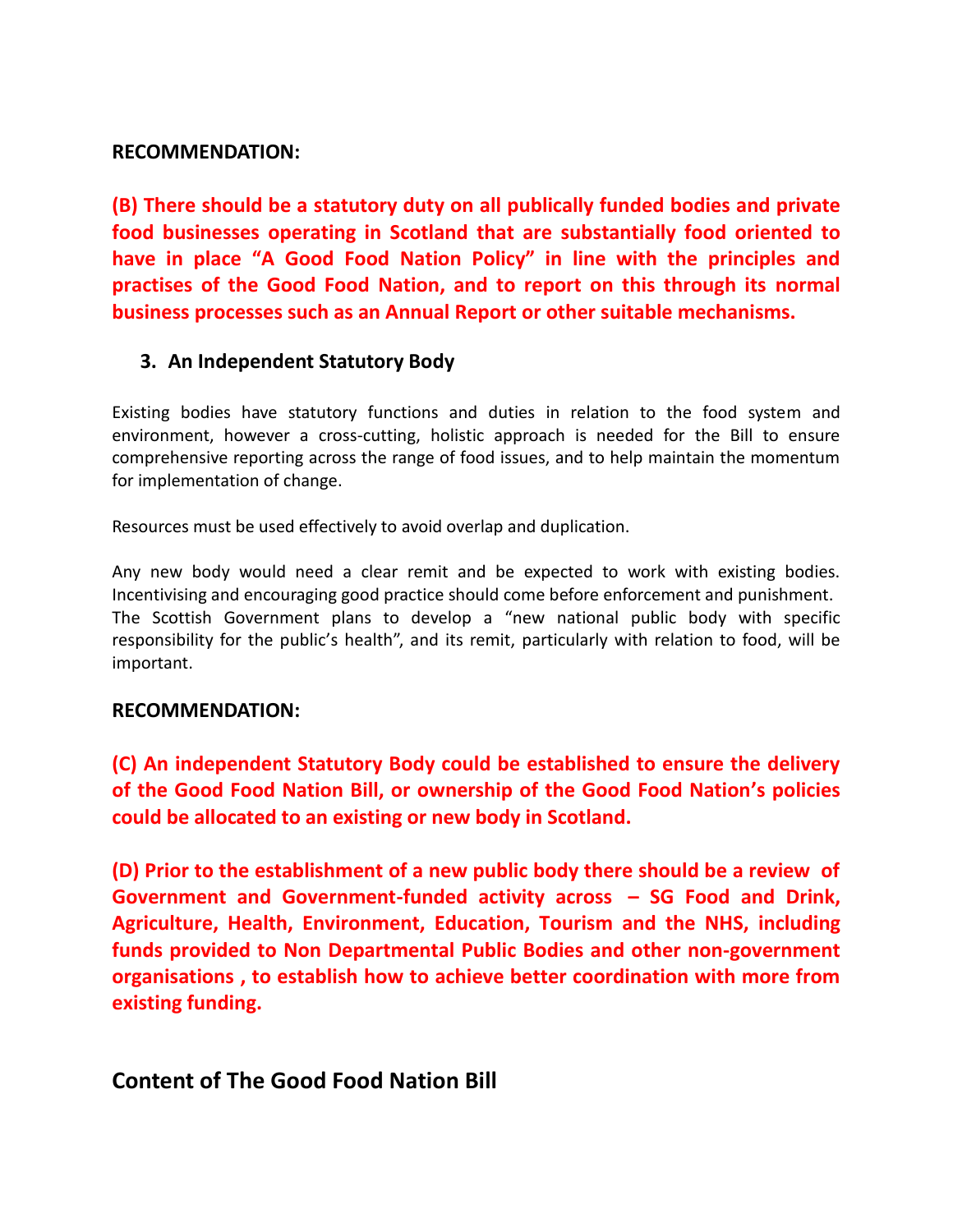**RECOMMENDATION:**

**(B) There should be a statutory duty on all publically funded bodies and private food businesses operating in Scotland that are substantially food oriented to have in place "A Good Food Nation Policy" in line with the principles and practises of the Good Food Nation, and to report on this through its normal business processes such as an Annual Report or other suitable mechanisms.**

### 3. An Independent Statutory Body

Existing bodies have statutory functions and duties in relation to the food system and environment, however a cross-cutting, holistic approach is needed for the Bill to ensure comprehensive reporting across the range of food issues, and to help maintain the momentum for implementation of change.

Resources must be used effectively to avoid overlap and duplication.

Any new body would need a clear remit and be expected to work with existing bodies. Incentivising and encouraging good practice should come before enforcement and punishment. The Scottish Government plans to develop a "new national public body with specific responsibility for the public's health", and its remit, particularly with relation to food, will be important.

**RECOMMENDATION:**

**(C) An independent Statutory Body could be established to ensure the delivery of the Good Food Nation Bill, or ownership of the Good Food Nation's policies could be allocated to an existing or new body in Scotland.**

**(D) Prior to the establishment of a new public body there should be a review of Government and Government-funded activity across – SG Food and Drink, Agriculture, Health, Environment, Education, Tourism and the NHS, including funds provided to Non Departmental Public Bodies and other non-government organisations , to establish how to achieve better coordination with more from existing funding.**

## Content of The Good Food Nation Bill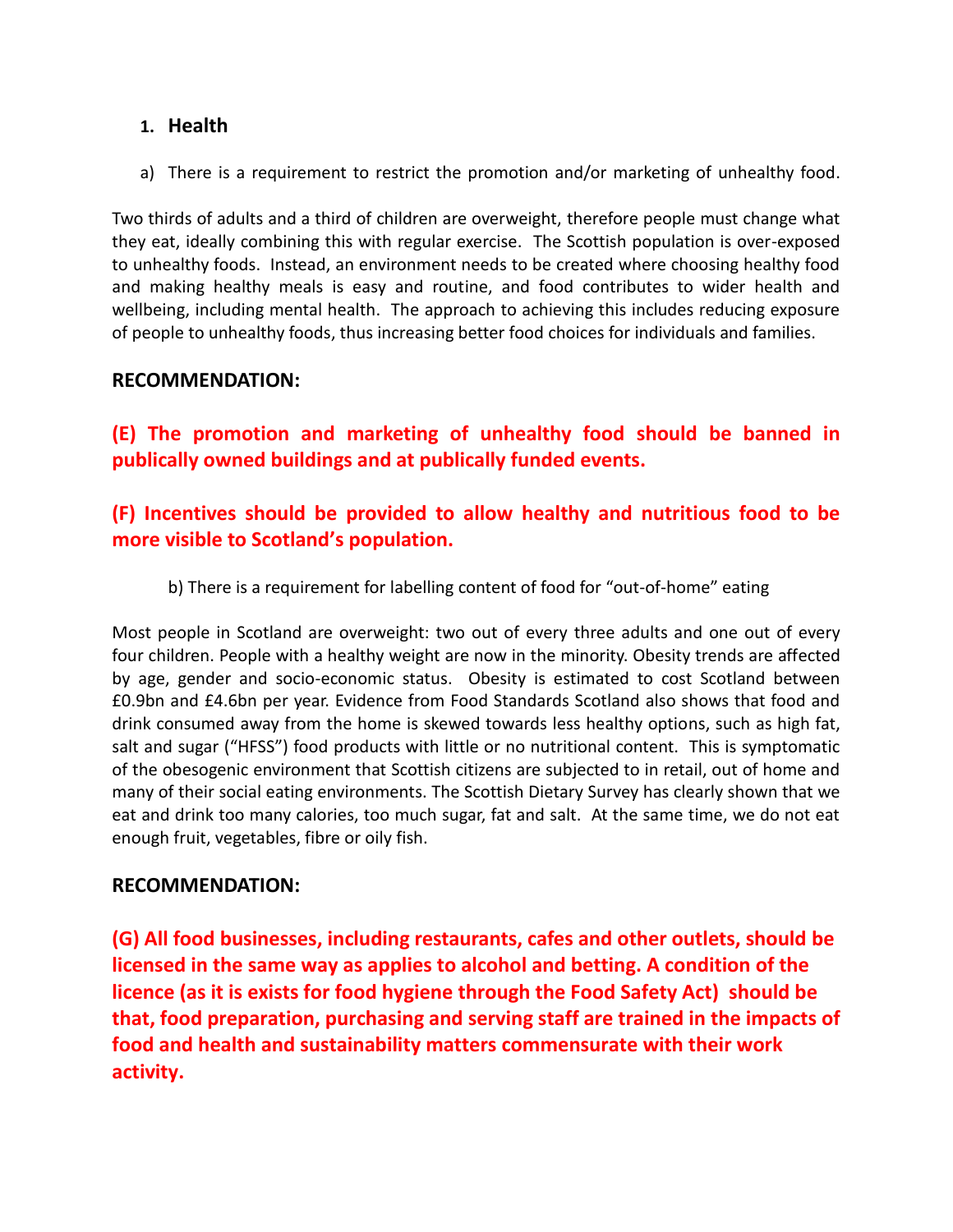## 1. Health

a) There is a requirement to restrict the promotion and/or marketing of unhealthy food.

Two thirds of adults and a third of children are overweight, therefore people must change what they eat, ideally combining this with regular exercise. The Scottish population is over-exposed to unhealthy foods. Instead, an environment needs to be created where choosing healthy food and making healthy meals is easy and routine, and food contributes to wider health and wellbeing, including mental health. The approach to achieving this includes reducing exposure of people to unhealthy foods, thus increasing better food choices for individuals and families.

### RECOMMENDATION:

**(E) The promotion and marketing of unhealthy food should be banned in publically owned buildings and at publically funded events.**

**(F) Incentives should be provided to allow healthy and nutritious food to be more visible to Scotland's population.**

b) There is a requirement for labelling content of food for "out-of-home" eating

Most people in Scotland are overweight: two out of every three adults and one out of every four children. People with a healthy weight are now in the minority. Obesity trends are affected by age, gender and socio-economic status. Obesity is estimated to cost Scotland between £0.9bn and £4.6bn per year. Evidence from Food Standards Scotland also shows that food and drink consumed away from the home is skewed towards less healthy options, such as high fat, salt and sugar ("HFSS") food products with little or no nutritional content. This is symptomatic of the obesogenic environment that Scottish citizens are subjected to in retail, out of home and many of their social eating environments. The Scottish Dietary Survey has clearly shown that we eat and drink too many calories, too much sugar, fat and salt. At the same time, we do not eat enough fruit, vegetables, fibre or oily fish.

### RECOMMENDATION:

**(G) All food businesses, including restaurants, cafes and other outlets, should be licensed in the same way as applies to alcohol and betting. A condition of the licence (as it is exists for food hygiene through the Food Safety Act) should be that, food preparation, purchasing and serving staff are trained in the impacts of food and health and sustainability matters commensurate with their work activity.**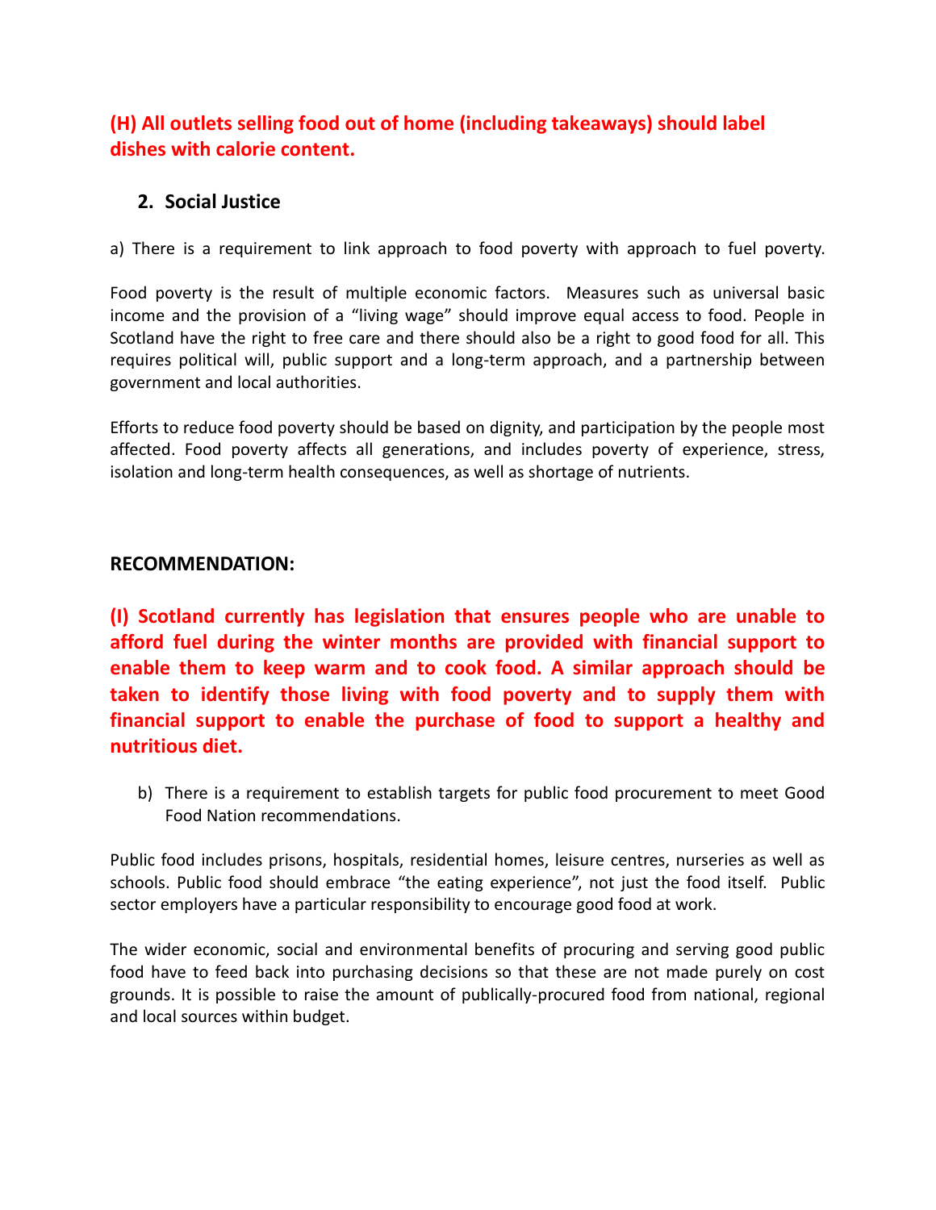**(H) All outlets selling food out of home (including takeaways) should label dishes with calorie content.**

## 2. Social Justice

a) There is a requirement to link approach to food poverty with approach to fuel poverty.

Food poverty is the result of multiple economic factors. Measures such as universal basic income and the provision of a "living wage" should improve equal access to food. People in Scotland have the right to free care and there should also be a right to good food for all. This requires political will, public support and a long-term approach, and a partnership between government and local authorities.

Efforts to reduce food poverty should be based on dignity, and participation by the people most affected. Food poverty affects all generations, and includes poverty of experience, stress, isolation and long-term health consequences, as well as shortage of nutrients.

**RECOMMENDATION:**

**(I) Scotland currently has legislation that ensures people who are unable to afford fuel during the winter months are provided with financial support to enable them to keep warm and to cook food. A similar approach should be taken to identify those living with food poverty and to supply them with financial support to enable the purchase of food to support a healthy and nutritious diet.**

b) There is a requirement to establish targets for public food procurement to meet Good Food Nation recommendations.

Public food includes prisons, hospitals, residential homes, leisure centres, nurseries as well as schools. Public food should embrace "the eating experience", not just the food itself. Public sector employers have a particular responsibility to encourage good food at work.

The wider economic, social and environmental benefits of procuring and serving good public food have to feed back into purchasing decisions so that these are not made purely on cost grounds. It is possible to raise the amount of publically-procured food from national, regional and local sources within budget.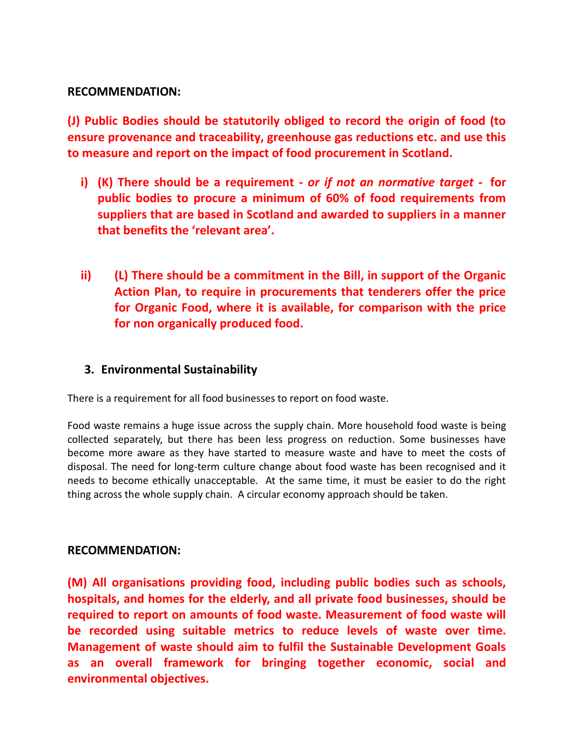**RECOMMENDATION:**

**(J) Public Bodies should be statutorily obliged to record the origin of food (to ensure provenance and traceability, greenhouse gas reductions etc. and use this to measure and report on the impact of food procurement in Scotland.**

i) **(K) There should be a requirement** ***- or if not an normative target -*** **for public bodies to procure a minimum of 60% of food requirements from suppliers that are based in Scotland and awarded to suppliers in a manner that benefits the 'relevant area'.**

ii) **(L) There should be a commitment in the Bill, in support of the Organic Action Plan, to require in procurements that tenderers offer the price for Organic Food, where it is available, for comparison with the price for non organically produced food.**

## 3. Environmental Sustainability

There is a requirement for all food businesses to report on food waste.

Food waste remains a huge issue across the supply chain. More household food waste is being collected separately, but there has been less progress on reduction. Some businesses have become more aware as they have started to measure waste and have to meet the costs of disposal. The need for long-term culture change about food waste has been recognised and it needs to become ethically unacceptable. At the same time, it must be easier to do the right thing across the whole supply chain. A circular economy approach should be taken.

**RECOMMENDATION:**

**(M) All organisations providing food, including public bodies such as schools, hospitals, and homes for the elderly, and all private food businesses, should be required to report on amounts of food waste. Measurement of food waste will be recorded using suitable metrics to reduce levels of waste over time. Management of waste should aim to fulfil the Sustainable Development Goals as an overall framework for bringing together economic, social and environmental objectives.**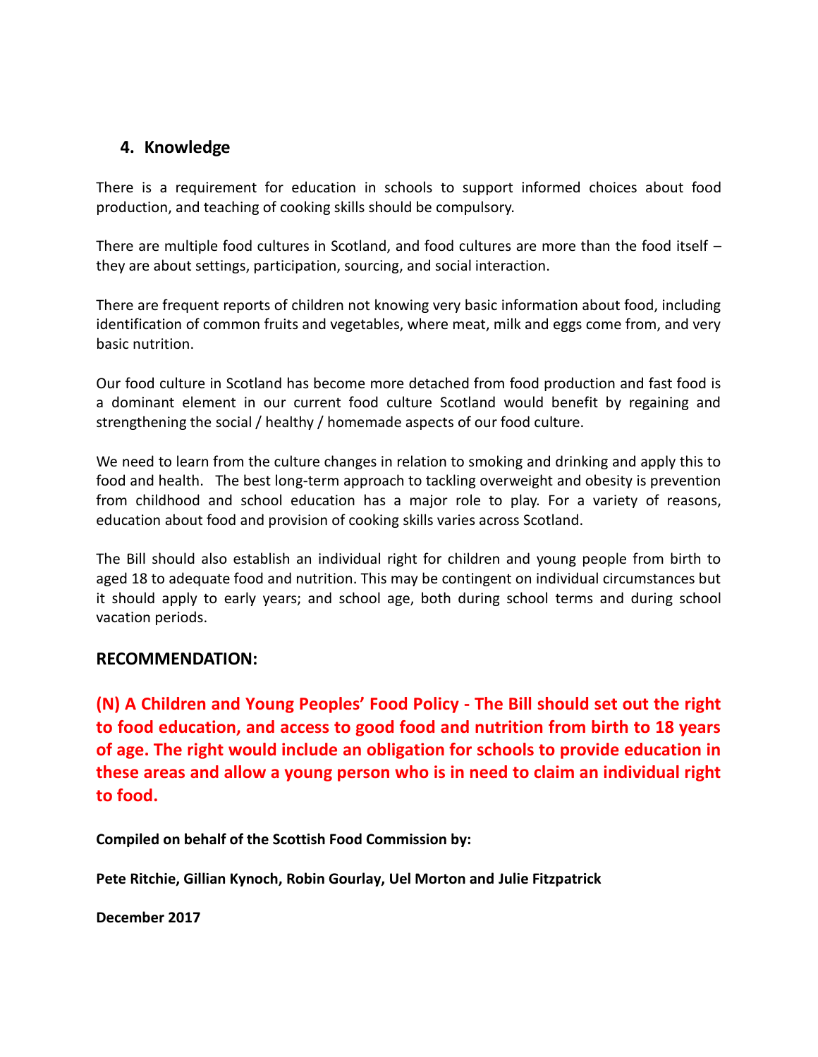## 4. Knowledge

There is a requirement for education in schools to support informed choices about food production, and teaching of cooking skills should be compulsory.

There are multiple food cultures in Scotland, and food cultures are more than the food itself – they are about settings, participation, sourcing, and social interaction.

There are frequent reports of children not knowing very basic information about food, including identification of common fruits and vegetables, where meat, milk and eggs come from, and very basic nutrition.

Our food culture in Scotland has become more detached from food production and fast food is a dominant element in our current food culture Scotland would benefit by regaining and strengthening the social / healthy / homemade aspects of our food culture.

We need to learn from the culture changes in relation to smoking and drinking and apply this to food and health. The best long-term approach to tackling overweight and obesity is prevention from childhood and school education has a major role to play. For a variety of reasons, education about food and provision of cooking skills varies across Scotland.

The Bill should also establish an individual right for children and young people from birth to aged 18 to adequate food and nutrition. This may be contingent on individual circumstances but it should apply to early years; and school age, both during school terms and during school vacation periods.

### RECOMMENDATION:

**(N) A Children and Young Peoples' Food Policy - The Bill should set out the right to food education, and access to good food and nutrition from birth to 18 years of age. The right would include an obligation for schools to provide education in these areas and allow a young person who is in need to claim an individual right to food.**

**Compiled on behalf of the Scottish Food Commission by:**

**Pete Ritchie, Gillian Kynoch, Robin Gourlay, Uel Morton and Julie Fitzpatrick**

**December 2017**